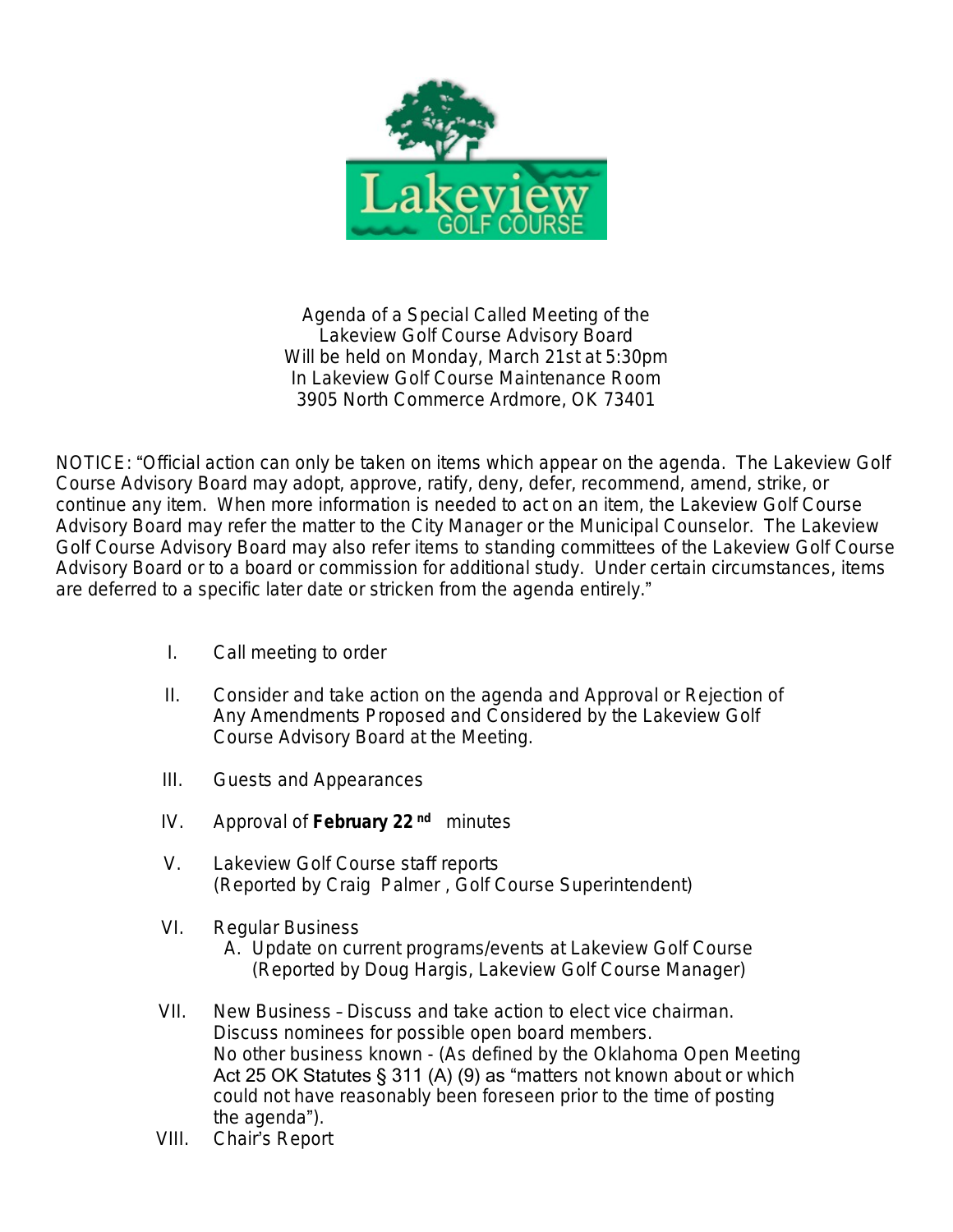Agenda of a Special Called Meeting of the
Lakeview Golf Course Advisory Board
Will be held on Monday, March 21st at 5:30pm
In Lakeview Golf Course Maintenance Room
3905 North Commerce Ardmore, OK 73401

NOTICE: "Official action can only be taken on items which appear on the agenda. The Lakeview Golf Course Advisory Board may adopt, approve, ratify, deny, defer, recommend, amend, strike, or continue any item. When more information is needed to act on an item, the Lakeview Golf Course Advisory Board may refer the matter to the City Manager or the Municipal Counselor. The Lakeview Golf Course Advisory Board may also refer items to standing committees of the Lakeview Golf Course Advisory Board or to a board or commission for additional study. Under certain circumstances, items are deferred to a specific later date or stricken from the agenda entirely."

I. Call meeting to order

II. Consider and take action on the agenda and Approval or Rejection of Any Amendments Proposed and Considered by the Lakeview Golf Course Advisory Board at the Meeting.

III. Guests and Appearances

IV. Approval of **February 22nd** minutes

V. Lakeview Golf Course staff reports
(Reported by Craig Palmer , Golf Course Superintendent)

VI. Regular Business
   A. Update on current programs/events at Lakeview Golf Course
   (Reported by Doug Hargis, Lakeview Golf Course Manager)

VII. New Business – Discuss and take action to elect vice chairman.
Discuss nominees for possible open board members.
No other business known - (As defined by the Oklahoma Open Meeting Act 25 OK Statutes § 311 (A) (9) as "matters not known about or which could not have reasonably been foreseen prior to the time of posting the agenda").

VIII. Chair's Report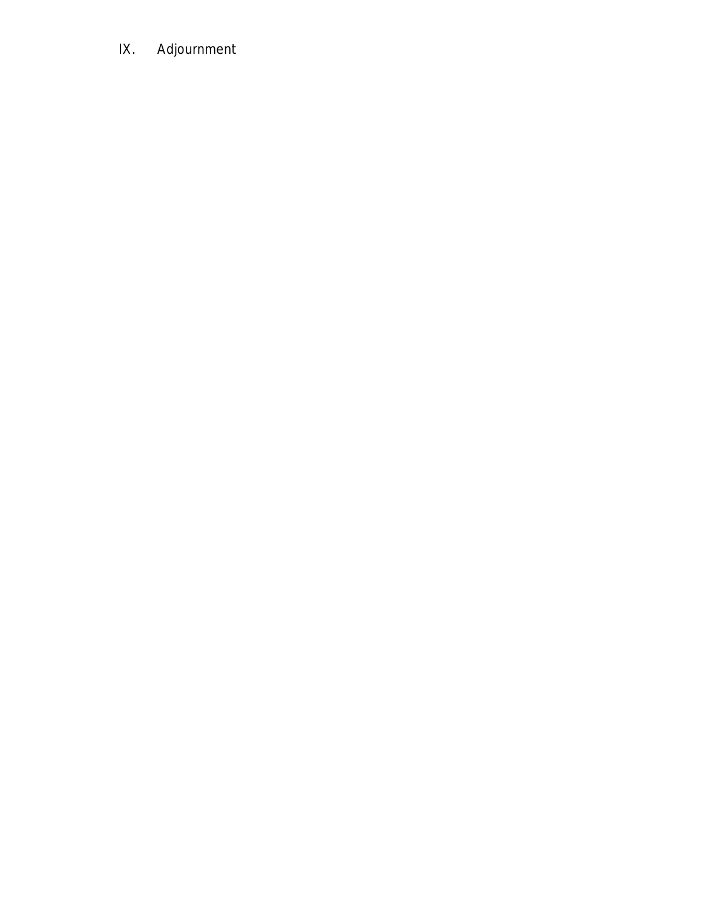IX. Adjournment